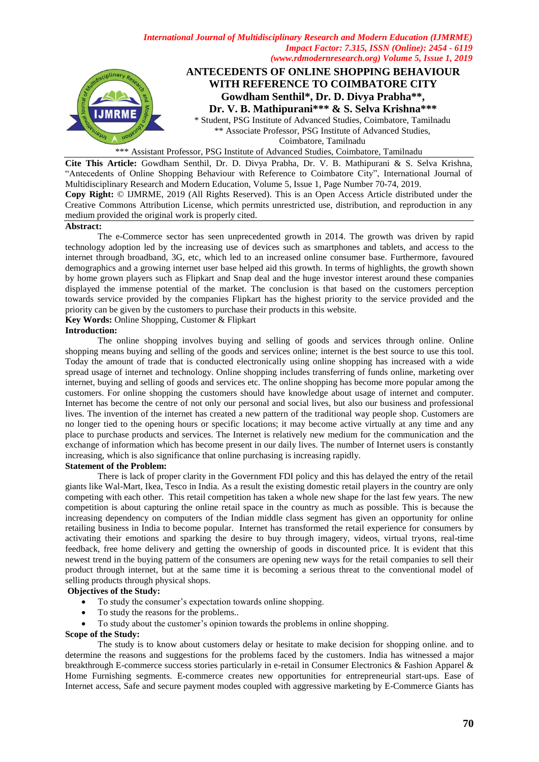# ANTECEDENTS OF ONLINE SHOPPING BEHAVIOUR WITH REFERENCE TO COIMBATORE CITY

**Gowdham Senthil*, Dr. D. Divya Prabha**, Dr. V. B. Mathipurani*** & S. Selva Krishna*****

\* Student, PSG Institute of Advanced Studies, Coimbatore, Tamilnadu

\*\* Associate Professor, PSG Institute of Advanced Studies, Coimbatore, Tamilnadu

\*\*\* Assistant Professor, PSG Institute of Advanced Studies, Coimbatore, Tamilnadu

**Cite This Article:** Gowdham Senthil, Dr. D. Divya Prabha, Dr. V. B. Mathipurani & S. Selva Krishna, "Antecedents of Online Shopping Behaviour with Reference to Coimbatore City", International Journal of Multidisciplinary Research and Modern Education, Volume 5, Issue 1, Page Number 70-74, 2019.

**Copy Right:** © IJMRME, 2019 (All Rights Reserved). This is an Open Access Article distributed under the Creative Commons Attribution License, which permits unrestricted use, distribution, and reproduction in any medium provided the original work is properly cited.

**Abstract:**

The e-Commerce sector has seen unprecedented growth in 2014. The growth was driven by rapid technology adoption led by the increasing use of devices such as smartphones and tablets, and access to the internet through broadband, 3G, etc, which led to an increased online consumer base. Furthermore, favoured demographics and a growing internet user base helped aid this growth. In terms of highlights, the growth shown by home grown players such as Flipkart and Snap deal and the huge investor interest around these companies displayed the immense potential of the market. The conclusion is that based on the customers perception towards service provided by the companies Flipkart has the highest priority to the service provided and the priority can be given by the customers to purchase their products in this website.

**Key Words:** Online Shopping, Customer & Flipkart

**Introduction:**

The online shopping involves buying and selling of goods and services through online. Online shopping means buying and selling of the goods and services online; internet is the best source to use this tool. Today the amount of trade that is conducted electronically using online shopping has increased with a wide spread usage of internet and technology. Online shopping includes transferring of funds online, marketing over internet, buying and selling of goods and services etc. The online shopping has become more popular among the customers. For online shopping the customers should have knowledge about usage of internet and computer. Internet has become the centre of not only our personal and social lives, but also our business and professional lives. The invention of the internet has created a new pattern of the traditional way people shop. Customers are no longer tied to the opening hours or specific locations; it may become active virtually at any time and any place to purchase products and services. The Internet is relatively new medium for the communication and the exchange of information which has become present in our daily lives. The number of Internet users is constantly increasing, which is also significance that online purchasing is increasing rapidly.

**Statement of the Problem:**

There is lack of proper clarity in the Government FDI policy and this has delayed the entry of the retail giants like Wal-Mart, Ikea, Tesco in India. As a result the existing domestic retail players in the country are only competing with each other. This retail competition has taken a whole new shape for the last few years. The new competition is about capturing the online retail space in the country as much as possible. This is because the increasing dependency on computers of the Indian middle class segment has given an opportunity for online retailing business in India to become popular. Internet has transformed the retail experience for consumers by activating their emotions and sparking the desire to buy through imagery, videos, virtual tryons, real-time feedback, free home delivery and getting the ownership of goods in discounted price. It is evident that this newest trend in the buying pattern of the consumers are opening new ways for the retail companies to sell their product through internet, but at the same time it is becoming a serious threat to the conventional model of selling products through physical shops.

**Objectives of the Study:**

- To study the consumer's expectation towards online shopping.
- To study the reasons for the problems..
- To study about the customer's opinion towards the problems in online shopping.

**Scope of the Study:**

The study is to know about customers delay or hesitate to make decision for shopping online. and to determine the reasons and suggestions for the problems faced by the customers. India has witnessed a major breakthrough E-commerce success stories particularly in e-retail in Consumer Electronics & Fashion Apparel & Home Furnishing segments. E-commerce creates new opportunities for entrepreneurial start-ups. Ease of Internet access, Safe and secure payment modes coupled with aggressive marketing by E-Commerce Giants has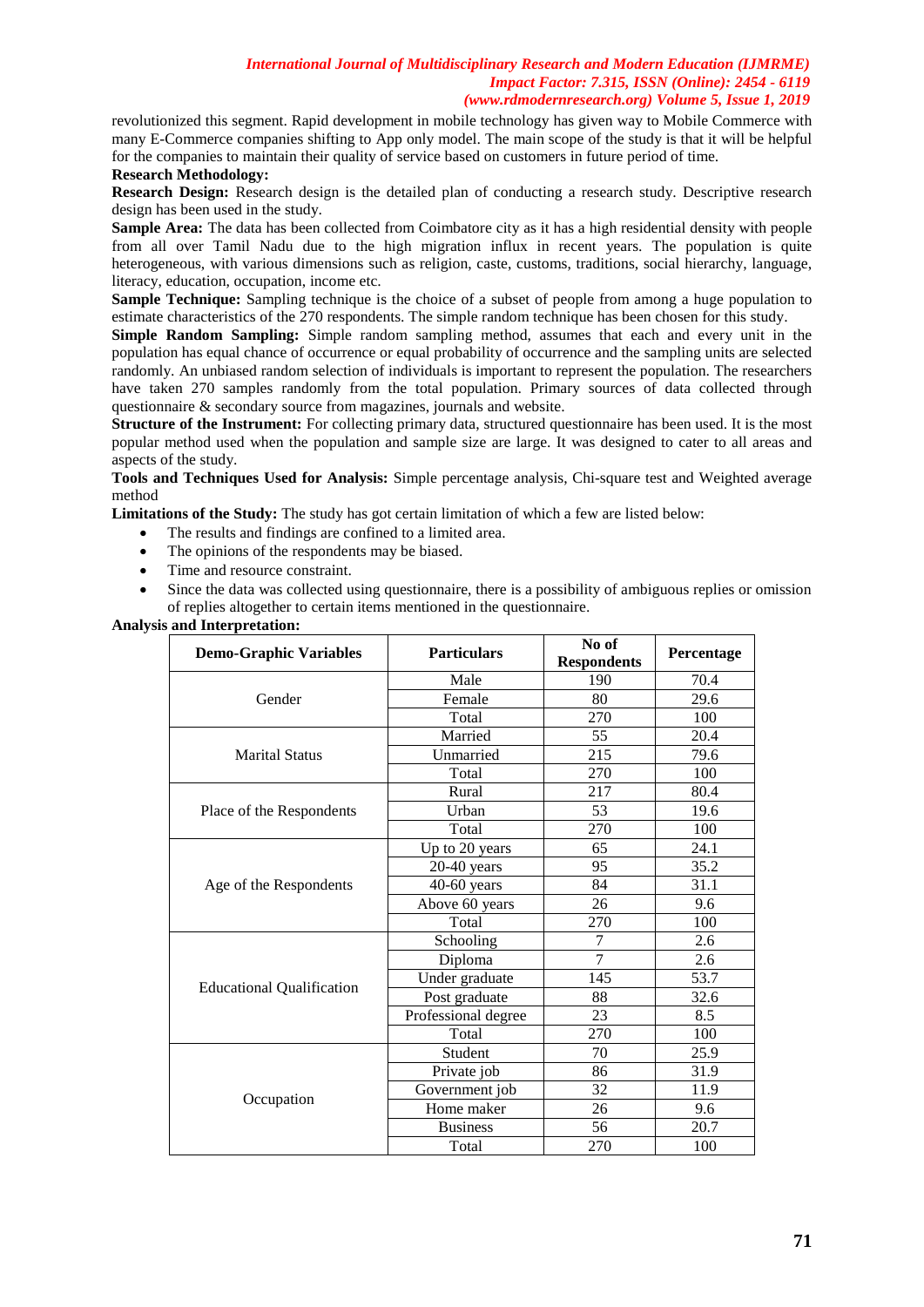revolutionized this segment. Rapid development in mobile technology has given way to Mobile Commerce with many E-Commerce companies shifting to App only model. The main scope of the study is that it will be helpful for the companies to maintain their quality of service based on customers in future period of time.

**Research Methodology:**

**Research Design:** Research design is the detailed plan of conducting a research study. Descriptive research design has been used in the study.

**Sample Area:** The data has been collected from Coimbatore city as it has a high residential density with people from all over Tamil Nadu due to the high migration influx in recent years. The population is quite heterogeneous, with various dimensions such as religion, caste, customs, traditions, social hierarchy, language, literacy, education, occupation, income etc.

**Sample Technique:** Sampling technique is the choice of a subset of people from among a huge population to estimate characteristics of the 270 respondents. The simple random technique has been chosen for this study.

**Simple Random Sampling:** Simple random sampling method, assumes that each and every unit in the population has equal chance of occurrence or equal probability of occurrence and the sampling units are selected randomly. An unbiased random selection of individuals is important to represent the population. The researchers have taken 270 samples randomly from the total population. Primary sources of data collected through questionnaire & secondary source from magazines, journals and website.

**Structure of the Instrument:** For collecting primary data, structured questionnaire has been used. It is the most popular method used when the population and sample size are large. It was designed to cater to all areas and aspects of the study.

**Tools and Techniques Used for Analysis:** Simple percentage analysis, Chi-square test and Weighted average method

**Limitations of the Study:** The study has got certain limitation of which a few are listed below:

- The results and findings are confined to a limited area.
- The opinions of the respondents may be biased.
- Time and resource constraint.
- Since the data was collected using questionnaire, there is a possibility of ambiguous replies or omission of replies altogether to certain items mentioned in the questionnaire.

**Analysis and Interpretation:**

| Demo-Graphic Variables | Particulars | No of Respondents | Percentage |
|---|---|---|---|
| Gender | Male | 190 | 70.4 |
| | Female | 80 | 29.6 |
| | Total | 270 | 100 |
| Marital Status | Married | 55 | 20.4 |
| | Unmarried | 215 | 79.6 |
| | Total | 270 | 100 |
| Place of the Respondents | Rural | 217 | 80.4 |
| | Urban | 53 | 19.6 |
| | Total | 270 | 100 |
| Age of the Respondents | Up to 20 years | 65 | 24.1 |
| | 20-40 years | 95 | 35.2 |
| | 40-60 years | 84 | 31.1 |
| | Above 60 years | 26 | 9.6 |
| | Total | 270 | 100 |
| Educational Qualification | Schooling | 7 | 2.6 |
| | Diploma | 7 | 2.6 |
| | Under graduate | 145 | 53.7 |
| | Post graduate | 88 | 32.6 |
| | Professional degree | 23 | 8.5 |
| | Total | 270 | 100 |
| Occupation | Student | 70 | 25.9 |
| | Private job | 86 | 31.9 |
| | Government job | 32 | 11.9 |
| | Home maker | 26 | 9.6 |
| | Business | 56 | 20.7 |
| | Total | 270 | 100 |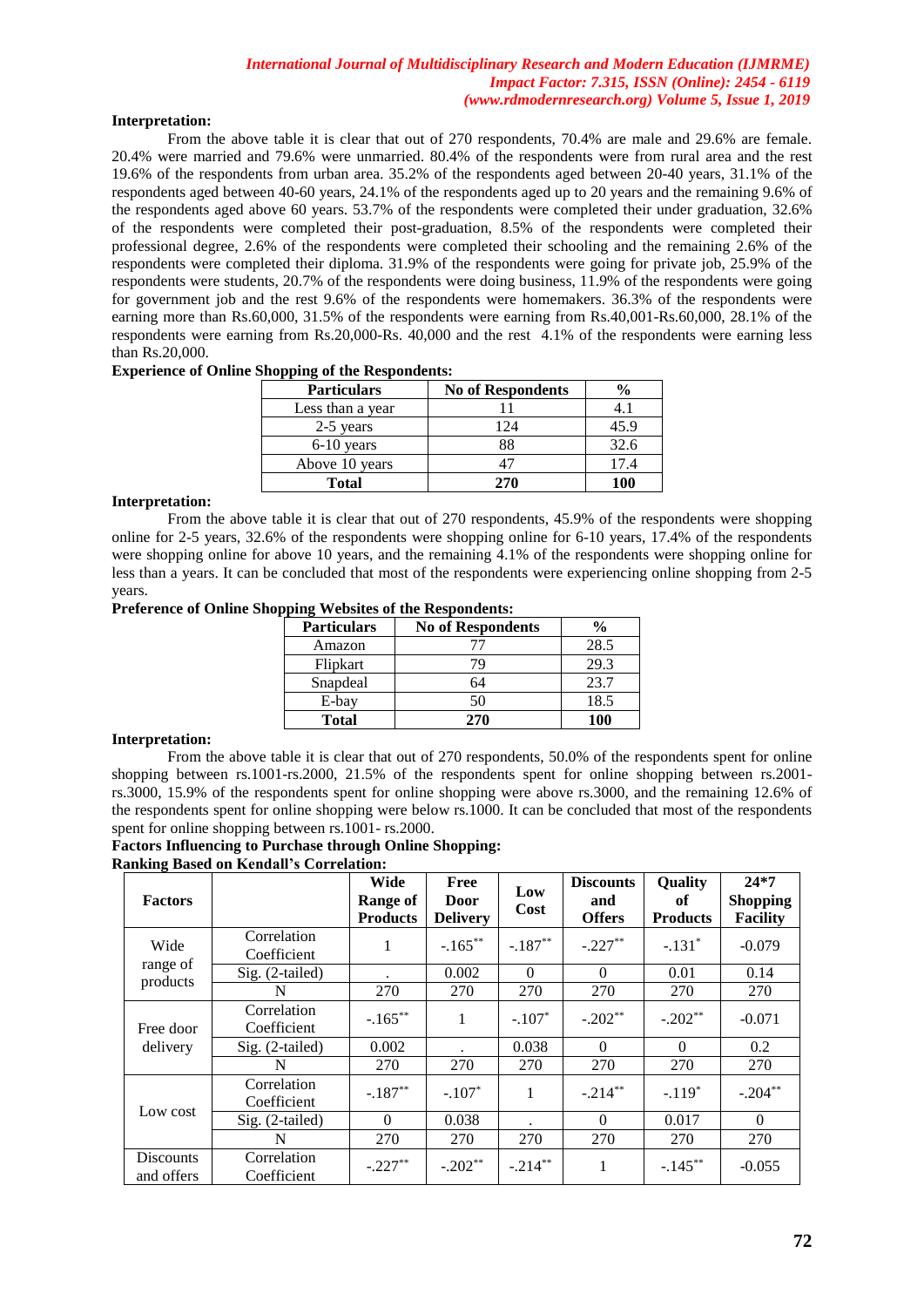**Interpretation:**

From the above table it is clear that out of 270 respondents, 70.4% are male and 29.6% are female. 20.4% were married and 79.6% were unmarried. 80.4% of the respondents were from rural area and the rest 19.6% of the respondents from urban area. 35.2% of the respondents aged between 20-40 years, 31.1% of the respondents aged between 40-60 years, 24.1% of the respondents aged up to 20 years and the remaining 9.6% of the respondents aged above 60 years. 53.7% of the respondents were completed their under graduation, 32.6% of the respondents were completed their post-graduation, 8.5% of the respondents were completed their professional degree, 2.6% of the respondents were completed their schooling and the remaining 2.6% of the respondents were completed their diploma. 31.9% of the respondents were going for private job, 25.9% of the respondents were students, 20.7% of the respondents were doing business, 11.9% of the respondents were going for government job and the rest 9.6% of the respondents were homemakers. 36.3% of the respondents were earning more than Rs.60,000, 31.5% of the respondents were earning from Rs.40,001-Rs.60,000, 28.1% of the respondents were earning from Rs.20,000-Rs. 40,000 and the rest 4.1% of the respondents were earning less than Rs.20,000.

**Experience of Online Shopping of the Respondents:**

| Particulars | No of Respondents | % |
|---|---|---|
| Less than a year | 11 | 4.1 |
| 2-5 years | 124 | 45.9 |
| 6-10 years | 88 | 32.6 |
| Above 10 years | 47 | 17.4 |
| **Total** | **270** | **100** |

**Interpretation:**

From the above table it is clear that out of 270 respondents, 45.9% of the respondents were shopping online for 2-5 years, 32.6% of the respondents were shopping online for 6-10 years, 17.4% of the respondents were shopping online for above 10 years, and the remaining 4.1% of the respondents were shopping online for less than a years. It can be concluded that most of the respondents were experiencing online shopping from 2-5 years.

**Preference of Online Shopping Websites of the Respondents:**

| Particulars | No of Respondents | % |
|---|---|---|
| Amazon | 77 | 28.5 |
| Flipkart | 79 | 29.3 |
| Snapdeal | 64 | 23.7 |
| E-bay | 50 | 18.5 |
| **Total** | **270** | **100** |

**Interpretation:**

From the above table it is clear that out of 270 respondents, 50.0% of the respondents spent for online shopping between rs.1001-rs.2000, 21.5% of the respondents spent for online shopping between rs.2001-rs.3000, 15.9% of the respondents spent for online shopping were above rs.3000, and the remaining 12.6% of the respondents spent for online shopping were below rs.1000. It can be concluded that most of the respondents spent for online shopping between rs.1001- rs.2000.

**Factors Influencing to Purchase through Online Shopping:**

**Ranking Based on Kendall's Correlation:**

| Factors | | Wide Range of Products | Free Door Delivery | Low Cost | Discounts and Offers | Quality of Products | 24*7 Shopping Facility |
|---|---|---|---|---|---|---|---|
| Wide range of products | Correlation Coefficient | 1 | -.165** | -.187** | -.227** | -.131* | -0.079 |
| | Sig. (2-tailed) | . | 0.002 | 0 | 0 | 0.01 | 0.14 |
| | N | 270 | 270 | 270 | 270 | 270 | 270 |
| Free door delivery | Correlation Coefficient | -.165** | 1 | -.107* | -.202** | -.202** | -0.071 |
| | Sig. (2-tailed) | 0.002 | . | 0.038 | 0 | 0 | 0.2 |
| | N | 270 | 270 | 270 | 270 | 270 | 270 |
| Low cost | Correlation Coefficient | -.187** | -.107* | 1 | -.214** | -.119* | -.204** |
| | Sig. (2-tailed) | 0 | 0.038 | . | 0 | 0.017 | 0 |
| | N | 270 | 270 | 270 | 270 | 270 | 270 |
| Discounts and offers | Correlation Coefficient | -.227** | -.202** | -.214** | 1 | -.145** | -0.055 |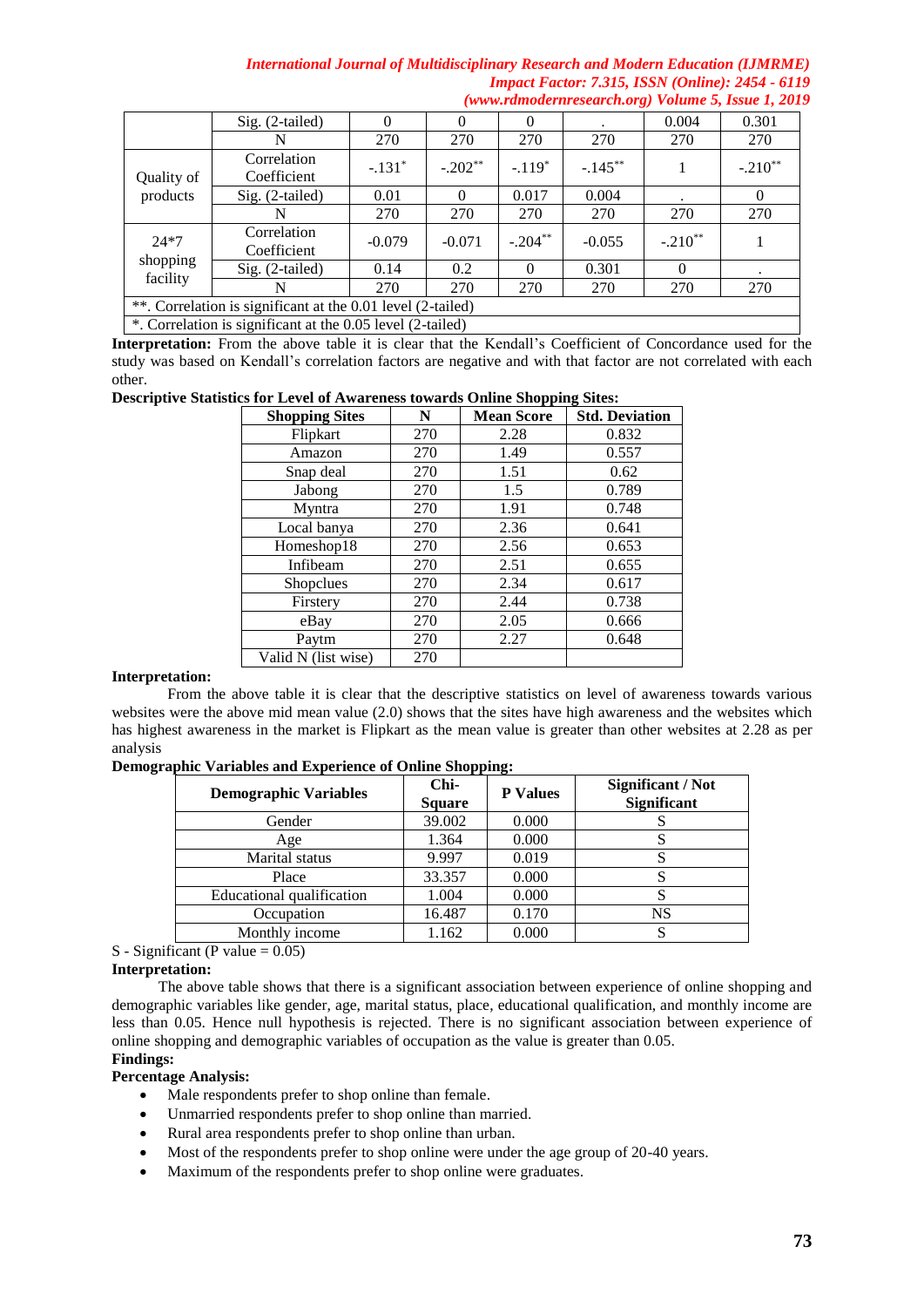| | | | | | | | |
|---|---|---|---|---|---|---|---|
| | Sig. (2-tailed) | 0 | 0 | 0 | . | 0.004 | 0.301 |
| | N | 270 | 270 | 270 | 270 | 270 | 270 |
| Quality of products | Correlation Coefficient | -.131* | -.202** | -.119* | -.145** | 1 | -.210** |
| | Sig. (2-tailed) | 0.01 | 0 | 0.017 | 0.004 | . | 0 |
| | N | 270 | 270 | 270 | 270 | 270 | 270 |
| 24*7 shopping facility | Correlation Coefficient | -0.079 | -0.071 | -.204** | -0.055 | -.210** | 1 |
| | Sig. (2-tailed) | 0.14 | 0.2 | 0 | 0.301 | 0 | . |
| | N | 270 | 270 | 270 | 270 | 270 | 270 |

**. Correlation is significant at the 0.01 level (2-tailed)

*. Correlation is significant at the 0.05 level (2-tailed)

**Interpretation:** From the above table it is clear that the Kendall's Coefficient of Concordance used for the study was based on Kendall's correlation factors are negative and with that factor are not correlated with each other.

**Descriptive Statistics for Level of Awareness towards Online Shopping Sites:**

| Shopping Sites | N | Mean Score | Std. Deviation |
|---|---|---|---|
| Flipkart | 270 | 2.28 | 0.832 |
| Amazon | 270 | 1.49 | 0.557 |
| Snap deal | 270 | 1.51 | 0.62 |
| Jabong | 270 | 1.5 | 0.789 |
| Myntra | 270 | 1.91 | 0.748 |
| Local banya | 270 | 2.36 | 0.641 |
| Homeshop18 | 270 | 2.56 | 0.653 |
| Infibeam | 270 | 2.51 | 0.655 |
| Shopclues | 270 | 2.34 | 0.617 |
| Firstery | 270 | 2.44 | 0.738 |
| eBay | 270 | 2.05 | 0.666 |
| Paytm | 270 | 2.27 | 0.648 |
| Valid N (list wise) | 270 | | |

**Interpretation:**

From the above table it is clear that the descriptive statistics on level of awareness towards various websites were the above mid mean value (2.0) shows that the sites have high awareness and the websites which has highest awareness in the market is Flipkart as the mean value is greater than other websites at 2.28 as per analysis

**Demographic Variables and Experience of Online Shopping:**

| Demographic Variables | Chi-Square | P Values | Significant / Not Significant |
|---|---|---|---|
| Gender | 39.002 | 0.000 | S |
| Age | 1.364 | 0.000 | S |
| Marital status | 9.997 | 0.019 | S |
| Place | 33.357 | 0.000 | S |
| Educational qualification | 1.004 | 0.000 | S |
| Occupation | 16.487 | 0.170 | NS |
| Monthly income | 1.162 | 0.000 | S |

S - Significant (P value = 0.05)

**Interpretation:**

The above table shows that there is a significant association between experience of online shopping and demographic variables like gender, age, marital status, place, educational qualification, and monthly income are less than 0.05. Hence null hypothesis is rejected. There is no significant association between experience of online shopping and demographic variables of occupation as the value is greater than 0.05.

**Findings:**

**Percentage Analysis:**

- Male respondents prefer to shop online than female.
- Unmarried respondents prefer to shop online than married.
- Rural area respondents prefer to shop online than urban.
- Most of the respondents prefer to shop online were under the age group of 20-40 years.
- Maximum of the respondents prefer to shop online were graduates.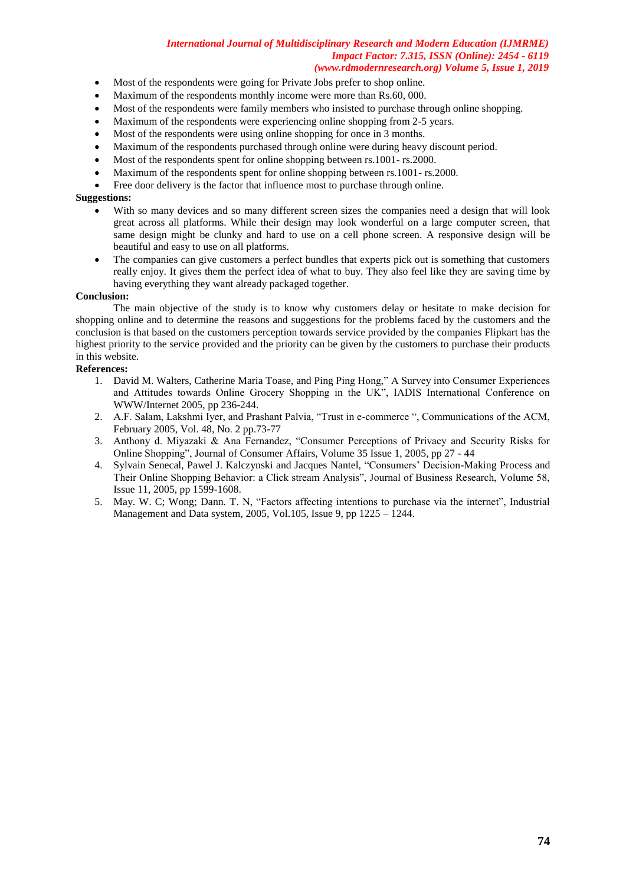- Most of the respondents were going for Private Jobs prefer to shop online.
- Maximum of the respondents monthly income were more than Rs.60, 000.
- Most of the respondents were family members who insisted to purchase through online shopping.
- Maximum of the respondents were experiencing online shopping from 2-5 years.
- Most of the respondents were using online shopping for once in 3 months.
- Maximum of the respondents purchased through online were during heavy discount period.
- Most of the respondents spent for online shopping between rs.1001- rs.2000.
- Maximum of the respondents spent for online shopping between rs.1001- rs.2000.
- Free door delivery is the factor that influence most to purchase through online.

**Suggestions:**

- With so many devices and so many different screen sizes the companies need a design that will look great across all platforms. While their design may look wonderful on a large computer screen, that same design might be clunky and hard to use on a cell phone screen. A responsive design will be beautiful and easy to use on all platforms.
- The companies can give customers a perfect bundles that experts pick out is something that customers really enjoy. It gives them the perfect idea of what to buy. They also feel like they are saving time by having everything they want already packaged together.

**Conclusion:**

The main objective of the study is to know why customers delay or hesitate to make decision for shopping online and to determine the reasons and suggestions for the problems faced by the customers and the conclusion is that based on the customers perception towards service provided by the companies Flipkart has the highest priority to the service provided and the priority can be given by the customers to purchase their products in this website.

**References:**

1. David M. Walters, Catherine Maria Toase, and Ping Ping Hong," A Survey into Consumer Experiences and Attitudes towards Online Grocery Shopping in the UK", IADIS International Conference on WWW/Internet 2005, pp 236-244.
2. A.F. Salam, Lakshmi Iyer, and Prashant Palvia, "Trust in e-commerce ", Communications of the ACM, February 2005, Vol. 48, No. 2 pp.73-77
3. Anthony d. Miyazaki & Ana Fernandez, "Consumer Perceptions of Privacy and Security Risks for Online Shopping", Journal of Consumer Affairs, Volume 35 Issue 1, 2005, pp 27 - 44
4. Sylvain Senecal, Pawel J. Kalczynski and Jacques Nantel, "Consumers' Decision-Making Process and Their Online Shopping Behavior: a Click stream Analysis", Journal of Business Research, Volume 58, Issue 11, 2005, pp 1599-1608.
5. May. W. C; Wong; Dann. T. N, "Factors affecting intentions to purchase via the internet", Industrial Management and Data system, 2005, Vol.105, Issue 9, pp 1225 – 1244.